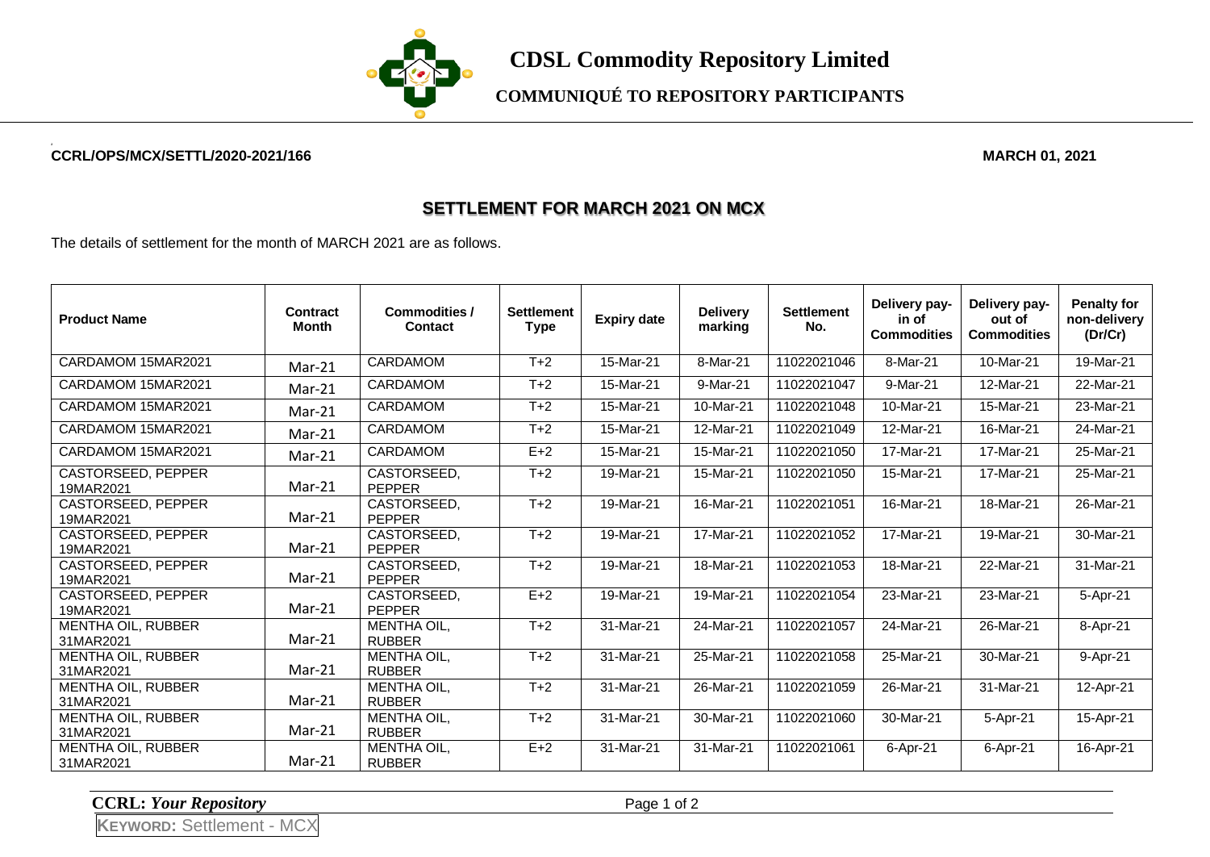# CDSL Commodity Repository Limited

## COMMUNIQUÉ TO REPOSITORY PARTICIPANTS

**CCRL/OPS/MCX/SETTL/2020-2021/166** **MARCH 01, 2021**

## SETTLEMENT FOR MARCH 2021 ON MCX

The details of settlement for the month of MARCH 2021 are as follows.

| Product Name | Contract Month | Commodities / Contact | Settlement Type | Expiry date | Delivery marking | Settlement No. | Delivery pay-in of Commodities | Delivery pay-out of Commodities | Penalty for non-delivery (Dr/Cr) |
|---|---|---|---|---|---|---|---|---|---|
| CARDAMOM 15MAR2021 | Mar-21 | CARDAMOM | T+2 | 15-Mar-21 | 8-Mar-21 | 11022021046 | 8-Mar-21 | 10-Mar-21 | 19-Mar-21 |
| CARDAMOM 15MAR2021 | Mar-21 | CARDAMOM | T+2 | 15-Mar-21 | 9-Mar-21 | 11022021047 | 9-Mar-21 | 12-Mar-21 | 22-Mar-21 |
| CARDAMOM 15MAR2021 | Mar-21 | CARDAMOM | T+2 | 15-Mar-21 | 10-Mar-21 | 11022021048 | 10-Mar-21 | 15-Mar-21 | 23-Mar-21 |
| CARDAMOM 15MAR2021 | Mar-21 | CARDAMOM | T+2 | 15-Mar-21 | 12-Mar-21 | 11022021049 | 12-Mar-21 | 16-Mar-21 | 24-Mar-21 |
| CARDAMOM 15MAR2021 | Mar-21 | CARDAMOM | E+2 | 15-Mar-21 | 15-Mar-21 | 11022021050 | 17-Mar-21 | 17-Mar-21 | 25-Mar-21 |
| CASTORSEED, PEPPER 19MAR2021 | Mar-21 | CASTORSEED, PEPPER | T+2 | 19-Mar-21 | 15-Mar-21 | 11022021050 | 15-Mar-21 | 17-Mar-21 | 25-Mar-21 |
| CASTORSEED, PEPPER 19MAR2021 | Mar-21 | CASTORSEED, PEPPER | T+2 | 19-Mar-21 | 16-Mar-21 | 11022021051 | 16-Mar-21 | 18-Mar-21 | 26-Mar-21 |
| CASTORSEED, PEPPER 19MAR2021 | Mar-21 | CASTORSEED, PEPPER | T+2 | 19-Mar-21 | 17-Mar-21 | 11022021052 | 17-Mar-21 | 19-Mar-21 | 30-Mar-21 |
| CASTORSEED, PEPPER 19MAR2021 | Mar-21 | CASTORSEED, PEPPER | T+2 | 19-Mar-21 | 18-Mar-21 | 11022021053 | 18-Mar-21 | 22-Mar-21 | 31-Mar-21 |
| CASTORSEED, PEPPER 19MAR2021 | Mar-21 | CASTORSEED, PEPPER | E+2 | 19-Mar-21 | 19-Mar-21 | 11022021054 | 23-Mar-21 | 23-Mar-21 | 5-Apr-21 |
| MENTHA OIL, RUBBER 31MAR2021 | Mar-21 | MENTHA OIL, RUBBER | T+2 | 31-Mar-21 | 24-Mar-21 | 11022021057 | 24-Mar-21 | 26-Mar-21 | 8-Apr-21 |
| MENTHA OIL, RUBBER 31MAR2021 | Mar-21 | MENTHA OIL, RUBBER | T+2 | 31-Mar-21 | 25-Mar-21 | 11022021058 | 25-Mar-21 | 30-Mar-21 | 9-Apr-21 |
| MENTHA OIL, RUBBER 31MAR2021 | Mar-21 | MENTHA OIL, RUBBER | T+2 | 31-Mar-21 | 26-Mar-21 | 11022021059 | 26-Mar-21 | 31-Mar-21 | 12-Apr-21 |
| MENTHA OIL, RUBBER 31MAR2021 | Mar-21 | MENTHA OIL, RUBBER | T+2 | 31-Mar-21 | 30-Mar-21 | 11022021060 | 30-Mar-21 | 5-Apr-21 | 15-Apr-21 |
| MENTHA OIL, RUBBER 31MAR2021 | Mar-21 | MENTHA OIL, RUBBER | E+2 | 31-Mar-21 | 31-Mar-21 | 11022021061 | 6-Apr-21 | 6-Apr-21 | 16-Apr-21 |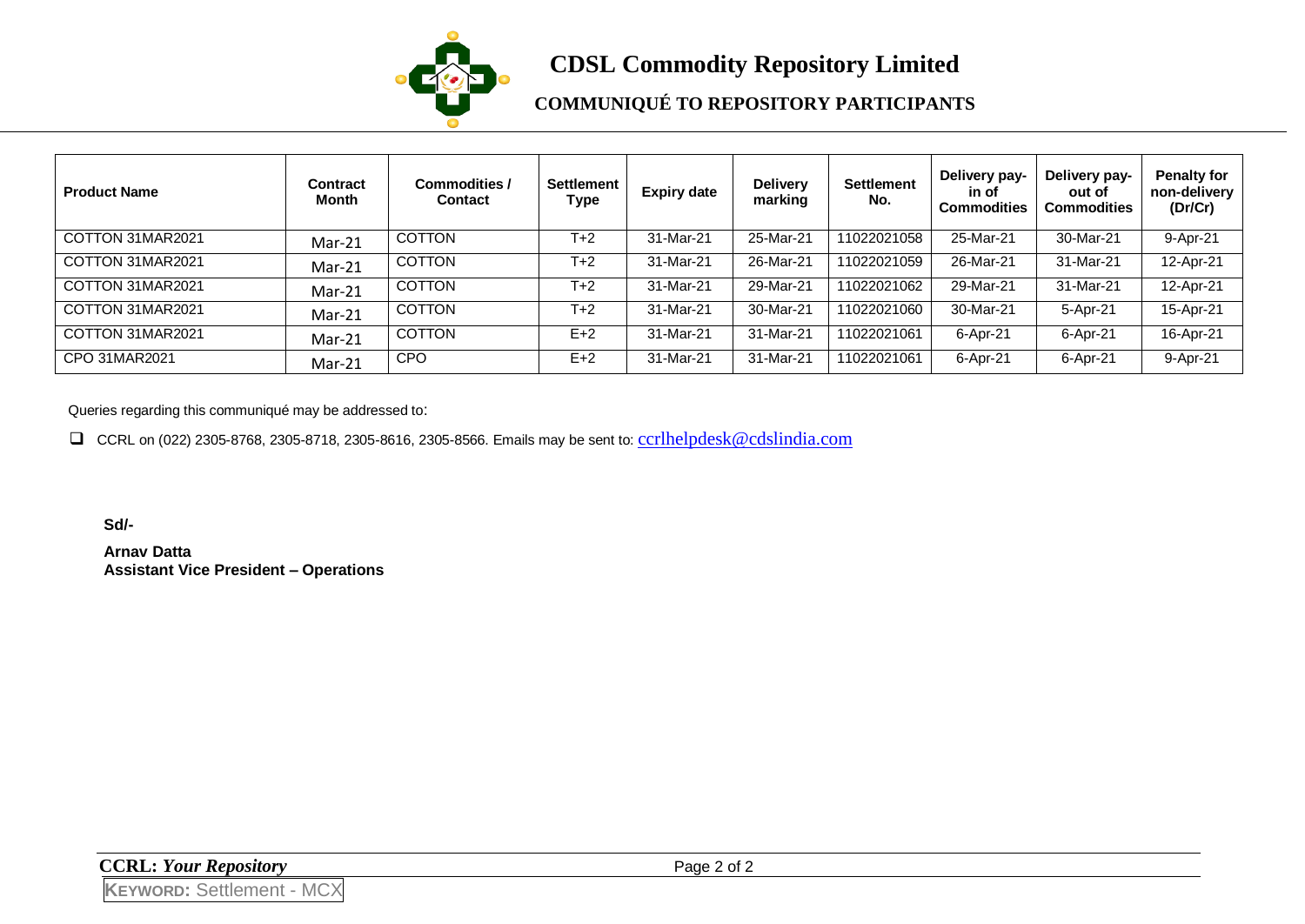# CDSL Commodity Repository Limited

## COMMUNIQUÉ TO REPOSITORY PARTICIPANTS

| Product Name | Contract Month | Commodities / Contact | Settlement Type | Expiry date | Delivery marking | Settlement No. | Delivery pay-in of Commodities | Delivery pay-out of Commodities | Penalty for non-delivery (Dr/Cr) |
|---|---|---|---|---|---|---|---|---|---|
| COTTON 31MAR2021 | Mar-21 | COTTON | T+2 | 31-Mar-21 | 25-Mar-21 | 11022021058 | 25-Mar-21 | 30-Mar-21 | 9-Apr-21 |
| COTTON 31MAR2021 | Mar-21 | COTTON | T+2 | 31-Mar-21 | 26-Mar-21 | 11022021059 | 26-Mar-21 | 31-Mar-21 | 12-Apr-21 |
| COTTON 31MAR2021 | Mar-21 | COTTON | T+2 | 31-Mar-21 | 29-Mar-21 | 11022021062 | 29-Mar-21 | 31-Mar-21 | 12-Apr-21 |
| COTTON 31MAR2021 | Mar-21 | COTTON | T+2 | 31-Mar-21 | 30-Mar-21 | 11022021060 | 30-Mar-21 | 5-Apr-21 | 15-Apr-21 |
| COTTON 31MAR2021 | Mar-21 | COTTON | E+2 | 31-Mar-21 | 31-Mar-21 | 11022021061 | 6-Apr-21 | 6-Apr-21 | 16-Apr-21 |
| CPO 31MAR2021 | Mar-21 | CPO | E+2 | 31-Mar-21 | 31-Mar-21 | 11022021061 | 6-Apr-21 | 6-Apr-21 | 9-Apr-21 |

Queries regarding this communiqué may be addressed to:

- CCRL on (022) 2305-8768, 2305-8718, 2305-8616, 2305-8566. Emails may be sent to: ccrlhelpdesk@cdslindia.com

**Sd/-**

**Arnav Datta**
**Assistant Vice President – Operations**

**CCRL:** ***Your Repository***

**KEYWORD:** Settlement - MCX